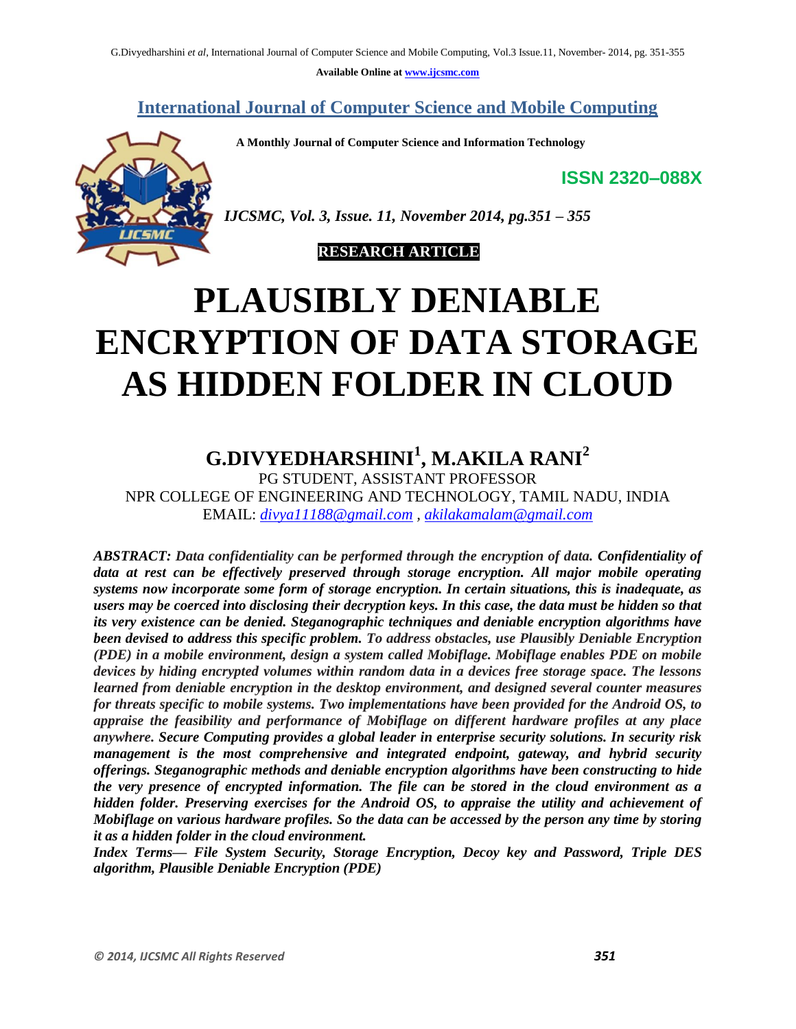**Available Online at www.ijcsmc.com**

# International Journal of Computer Science and Mobile Computing

**A Monthly Journal of Computer Science and Information Technology**

**ISSN 2320–088X**

***IJCSMC, Vol. 3, Issue. 11, November 2014, pg.351 – 355***

**RESEARCH ARTICLE**

# PLAUSIBLY DENIABLE ENCRYPTION OF DATA STORAGE AS HIDDEN FOLDER IN CLOUD

## G.DIVYEDHARSHINI[1], M.AKILA RANI[2]

PG STUDENT, ASSISTANT PROFESSOR
NPR COLLEGE OF ENGINEERING AND TECHNOLOGY, TAMIL NADU, INDIA
EMAIL: *divya11188@gmail.com* , *akilakamalam@gmail.com*

***ABSTRACT:*** ***Data confidentiality can be performed through the encryption of data. Confidentiality of data at rest can be effectively preserved through storage encryption. All major mobile operating systems now incorporate some form of storage encryption. In certain situations, this is inadequate, as users may be coerced into disclosing their decryption keys. In this case, the data must be hidden so that its very existence can be denied. Steganographic techniques and deniable encryption algorithms have been devised to address this specific problem.*** *To address obstacles, use Plausibly Deniable Encryption (PDE) in a mobile environment, design a system called Mobiflage. Mobiflage enables PDE on mobile devices by hiding encrypted volumes within random data in a devices free storage space. The lessons learned from deniable encryption in the desktop environment, and designed several counter measures for threats specific to mobile systems. Two implementations have been provided for the Android OS, to appraise the feasibility and performance of Mobiflage on different hardware profiles at any place anywhere.* ***Secure Computing provides a global leader in enterprise security solutions. In security risk management is the most comprehensive and integrated endpoint, gateway, and hybrid security offerings. Steganographic methods and deniable encryption algorithms have been constructing to hide the very presence of encrypted information. The file can be stored in the cloud environment as a hidden folder. Preserving exercises for the Android OS, to appraise the utility and achievement of Mobiflage on various hardware profiles. So the data can be accessed by the person any time by storing it as a hidden folder in the cloud environment.***

***Index Terms— File System Security, Storage Encryption, Decoy key and Password, Triple DES algorithm, Plausible Deniable Encryption (PDE)***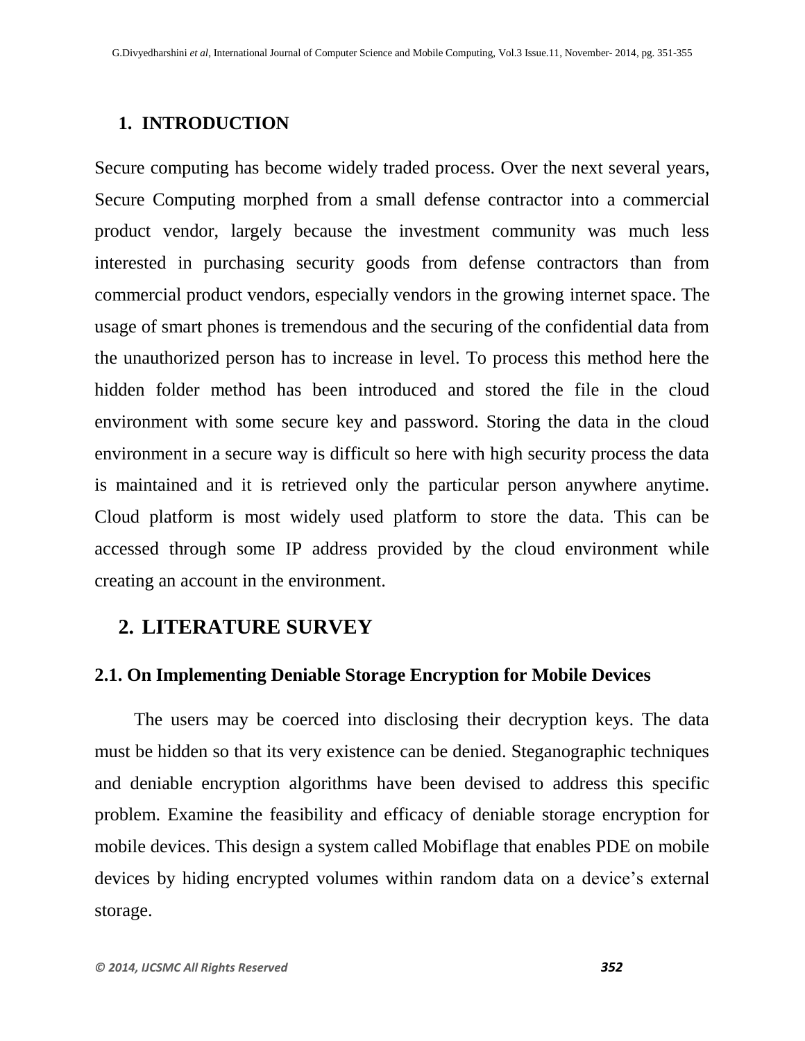## 1. INTRODUCTION

Secure computing has become widely traded process. Over the next several years, Secure Computing morphed from a small defense contractor into a commercial product vendor, largely because the investment community was much less interested in purchasing security goods from defense contractors than from commercial product vendors, especially vendors in the growing internet space. The usage of smart phones is tremendous and the securing of the confidential data from the unauthorized person has to increase in level. To process this method here the hidden folder method has been introduced and stored the file in the cloud environment with some secure key and password. Storing the data in the cloud environment in a secure way is difficult so here with high security process the data is maintained and it is retrieved only the particular person anywhere anytime. Cloud platform is most widely used platform to store the data. This can be accessed through some IP address provided by the cloud environment while creating an account in the environment.

## 2. LITERATURE SURVEY

### 2.1. On Implementing Deniable Storage Encryption for Mobile Devices

The users may be coerced into disclosing their decryption keys. The data must be hidden so that its very existence can be denied. Steganographic techniques and deniable encryption algorithms have been devised to address this specific problem. Examine the feasibility and efficacy of deniable storage encryption for mobile devices. This design a system called Mobiflage that enables PDE on mobile devices by hiding encrypted volumes within random data on a device's external storage.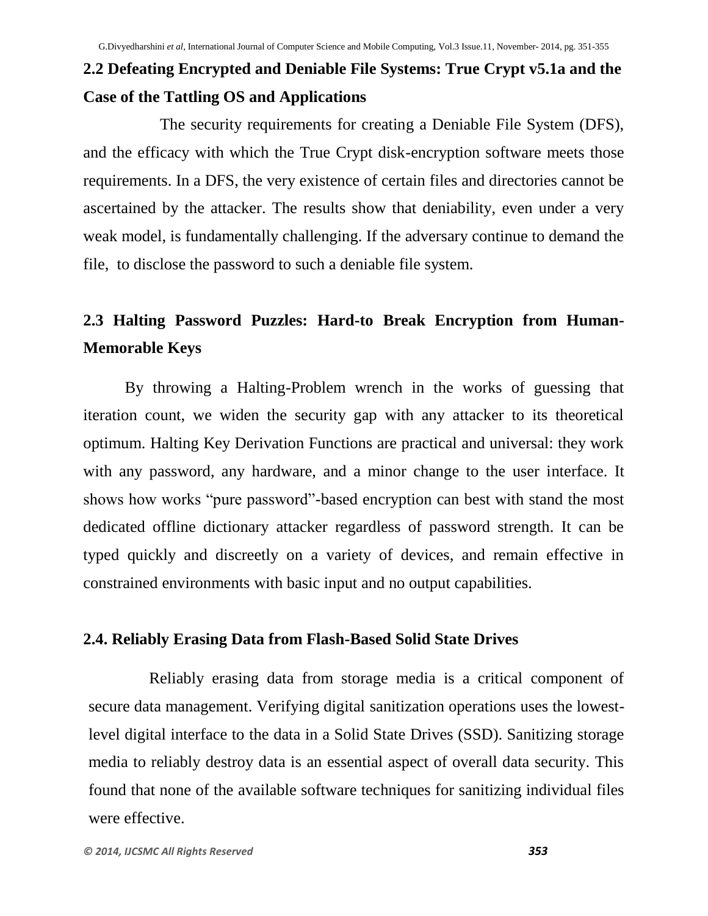## 2.2 Defeating Encrypted and Deniable File Systems: True Crypt v5.1a and the Case of the Tattling OS and Applications

The security requirements for creating a Deniable File System (DFS), and the efficacy with which the True Crypt disk-encryption software meets those requirements. In a DFS, the very existence of certain files and directories cannot be ascertained by the attacker. The results show that deniability, even under a very weak model, is fundamentally challenging. If the adversary continue to demand the file, to disclose the password to such a deniable file system.

## 2.3 Halting Password Puzzles: Hard-to Break Encryption from Human-Memorable Keys

By throwing a Halting-Problem wrench in the works of guessing that iteration count, we widen the security gap with any attacker to its theoretical optimum. Halting Key Derivation Functions are practical and universal: they work with any password, any hardware, and a minor change to the user interface. It shows how works "pure password"-based encryption can best with stand the most dedicated offline dictionary attacker regardless of password strength. It can be typed quickly and discreetly on a variety of devices, and remain effective in constrained environments with basic input and no output capabilities.

## 2.4. Reliably Erasing Data from Flash-Based Solid State Drives

Reliably erasing data from storage media is a critical component of secure data management. Verifying digital sanitization operations uses the lowest-level digital interface to the data in a Solid State Drives (SSD). Sanitizing storage media to reliably destroy data is an essential aspect of overall data security. This found that none of the available software techniques for sanitizing individual files were effective.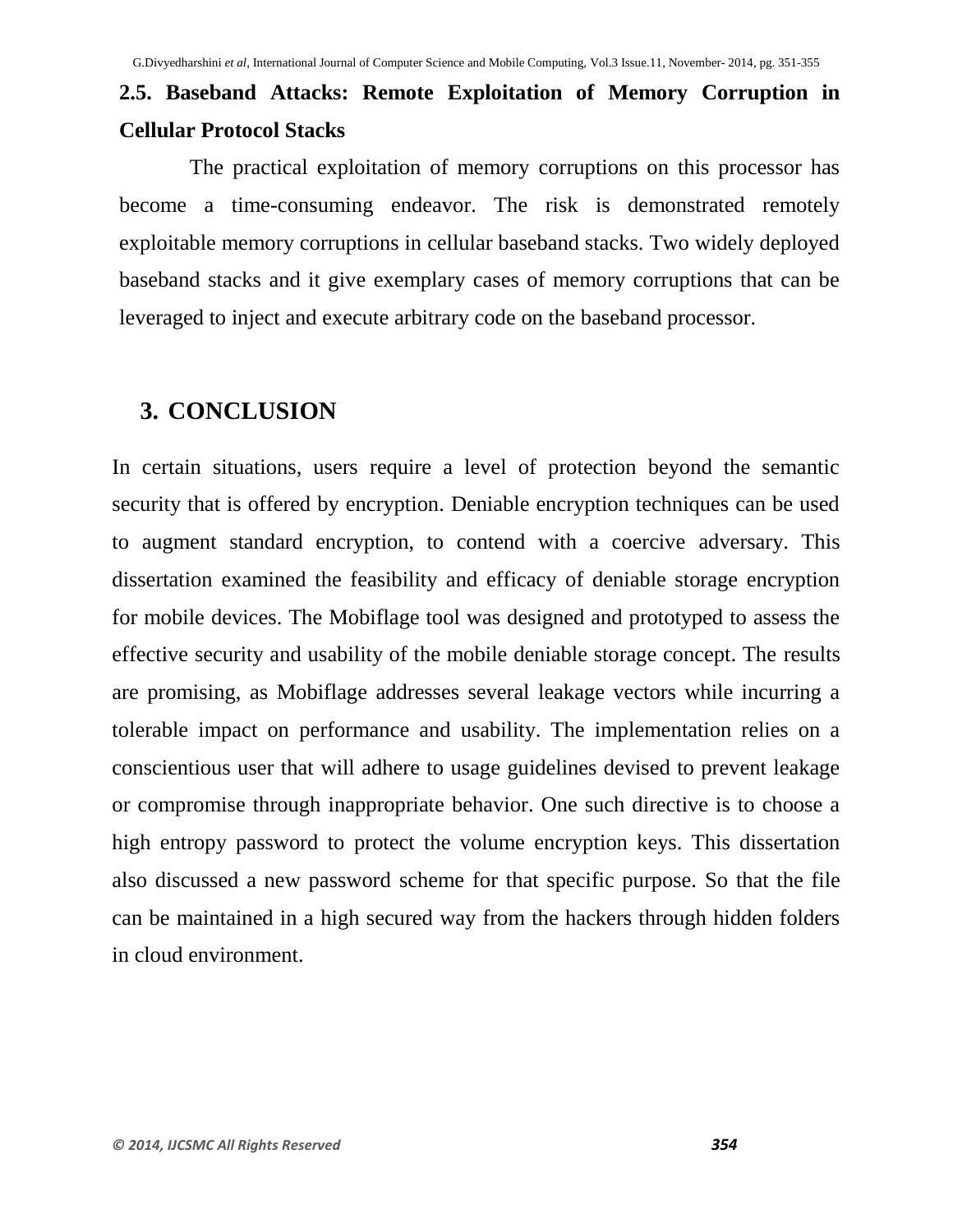### 2.5. Baseband Attacks: Remote Exploitation of Memory Corruption in Cellular Protocol Stacks

The practical exploitation of memory corruptions on this processor has become a time-consuming endeavor. The risk is demonstrated remotely exploitable memory corruptions in cellular baseband stacks. Two widely deployed baseband stacks and it give exemplary cases of memory corruptions that can be leveraged to inject and execute arbitrary code on the baseband processor.

## 3. CONCLUSION

In certain situations, users require a level of protection beyond the semantic security that is offered by encryption. Deniable encryption techniques can be used to augment standard encryption, to contend with a coercive adversary. This dissertation examined the feasibility and efficacy of deniable storage encryption for mobile devices. The Mobiflage tool was designed and prototyped to assess the effective security and usability of the mobile deniable storage concept. The results are promising, as Mobiflage addresses several leakage vectors while incurring a tolerable impact on performance and usability. The implementation relies on a conscientious user that will adhere to usage guidelines devised to prevent leakage or compromise through inappropriate behavior. One such directive is to choose a high entropy password to protect the volume encryption keys. This dissertation also discussed a new password scheme for that specific purpose. So that the file can be maintained in a high secured way from the hackers through hidden folders in cloud environment.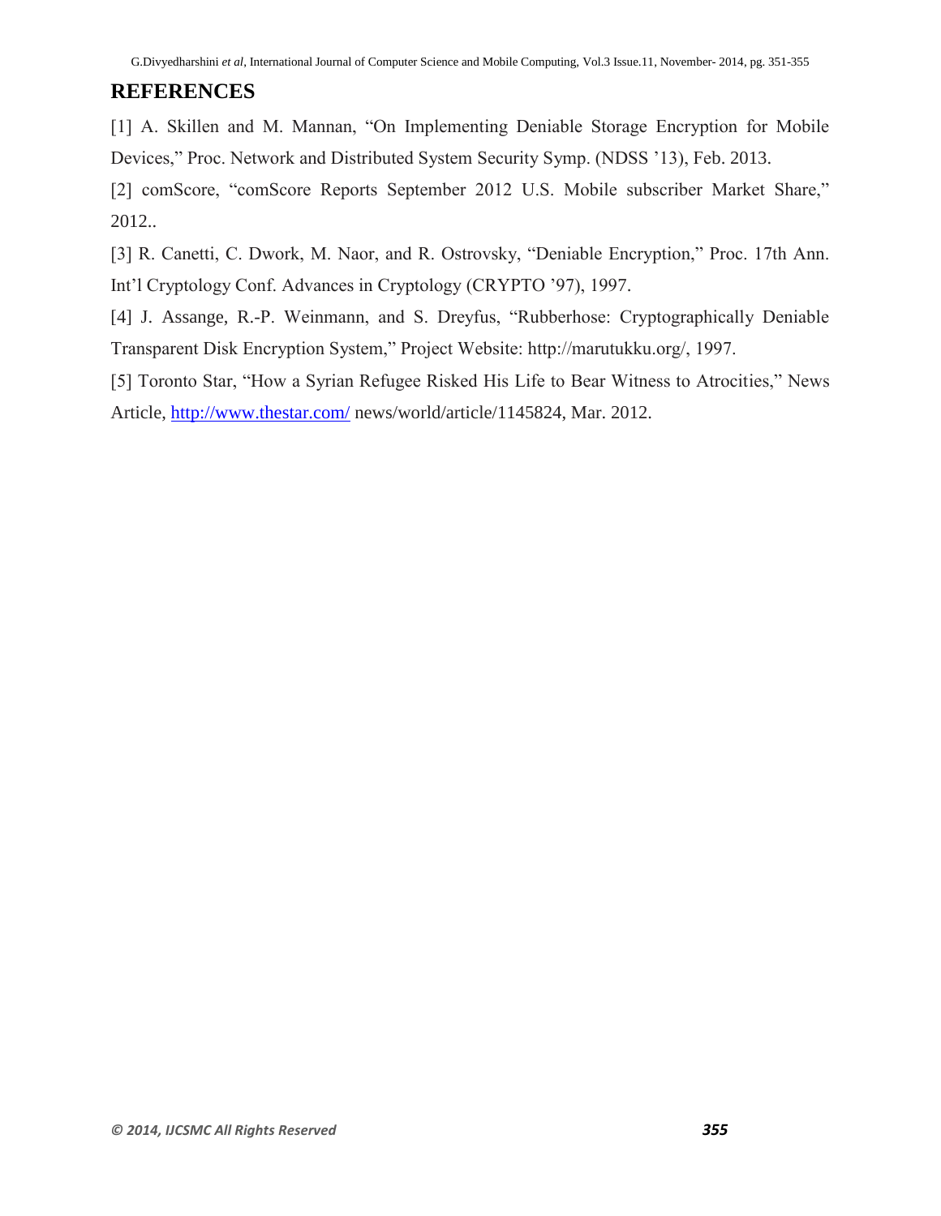## REFERENCES

[1] A. Skillen and M. Mannan, "On Implementing Deniable Storage Encryption for Mobile Devices," Proc. Network and Distributed System Security Symp. (NDSS '13), Feb. 2013.

[2] comScore, "comScore Reports September 2012 U.S. Mobile subscriber Market Share," 2012..

[3] R. Canetti, C. Dwork, M. Naor, and R. Ostrovsky, "Deniable Encryption," Proc. 17th Ann. Int'l Cryptology Conf. Advances in Cryptology (CRYPTO '97), 1997.

[4] J. Assange, R.-P. Weinmann, and S. Dreyfus, "Rubberhose: Cryptographically Deniable Transparent Disk Encryption System," Project Website: http://marutukku.org/, 1997.

[5] Toronto Star, "How a Syrian Refugee Risked His Life to Bear Witness to Atrocities," News Article, http://www.thestar.com/ news/world/article/1145824, Mar. 2012.